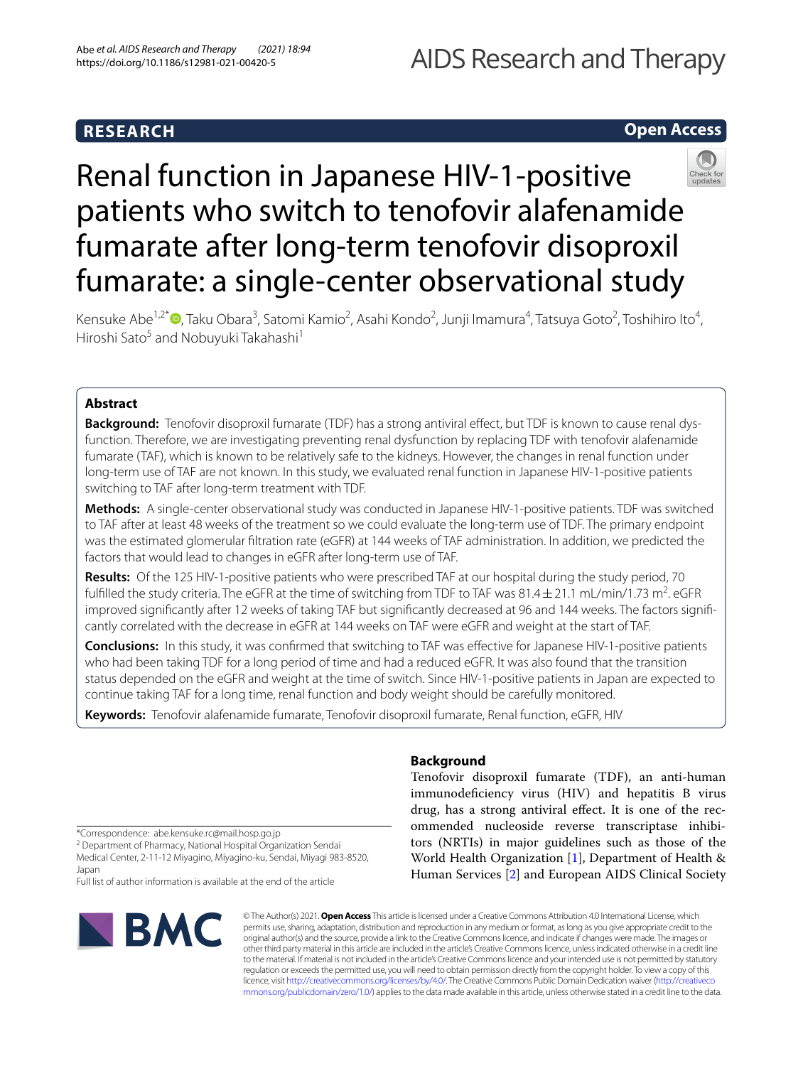RESEARCH

Open Access

# Renal function in Japanese HIV-1-positive patients who switch to tenofovir alafenamide fumarate after long-term tenofovir disoproxil fumarate: a single-center observational study

Kensuke Abe[1,2*], Taku Obara[3], Satomi Kamio[2], Asahi Kondo[2], Junji Imamura[4], Tatsuya Goto[2], Toshihiro Ito[4], Hiroshi Sato[5] and Nobuyuki Takahashi[1]

## Abstract

**Background:** Tenofovir disoproxil fumarate (TDF) has a strong antiviral effect, but TDF is known to cause renal dysfunction. Therefore, we are investigating preventing renal dysfunction by replacing TDF with tenofovir alafenamide fumarate (TAF), which is known to be relatively safe to the kidneys. However, the changes in renal function under long-term use of TAF are not known. In this study, we evaluated renal function in Japanese HIV-1-positive patients switching to TAF after long-term treatment with TDF.

**Methods:** A single-center observational study was conducted in Japanese HIV-1-positive patients. TDF was switched to TAF after at least 48 weeks of the treatment so we could evaluate the long-term use of TDF. The primary endpoint was the estimated glomerular filtration rate (eGFR) at 144 weeks of TAF administration. In addition, we predicted the factors that would lead to changes in eGFR after long-term use of TAF.

**Results:** Of the 125 HIV-1-positive patients who were prescribed TAF at our hospital during the study period, 70 fulfilled the study criteria. The eGFR at the time of switching from TDF to TAF was $81.4 \pm 21.1$ mL/min/1.73 m$^2$. eGFR improved significantly after 12 weeks of taking TAF but significantly decreased at 96 and 144 weeks. The factors significantly correlated with the decrease in eGFR at 144 weeks on TAF were eGFR and weight at the start of TAF.

**Conclusions:** In this study, it was confirmed that switching to TAF was effective for Japanese HIV-1-positive patients who had been taking TDF for a long period of time and had a reduced eGFR. It was also found that the transition status depended on the eGFR and weight at the time of switch. Since HIV-1-positive patients in Japan are expected to continue taking TAF for a long time, renal function and body weight should be carefully monitored.

**Keywords:** Tenofovir alafenamide fumarate, Tenofovir disoproxil fumarate, Renal function, eGFR, HIV

## Background

Tenofovir disoproxil fumarate (TDF), an anti-human immunodeficiency virus (HIV) and hepatitis B virus drug, has a strong antiviral effect. It is one of the recommended nucleoside reverse transcriptase inhibitors (NRTIs) in major guidelines such as those of the World Health Organization [1], Department of Health & Human Services [2] and European AIDS Clinical Society

*Correspondence: abe.kensuke.rc@mail.hosp.go.jp
[2] Department of Pharmacy, National Hospital Organization Sendai Medical Center, 2-11-12 Miyagino, Miyagino-ku, Sendai, Miyagi 983-8520, Japan
Full list of author information is available at the end of the article

© The Author(s) 2021. **Open Access** This article is licensed under a Creative Commons Attribution 4.0 International License, which permits use, sharing, adaptation, distribution and reproduction in any medium or format, as long as you give appropriate credit to the original author(s) and the source, provide a link to the Creative Commons licence, and indicate if changes were made. The images or other third party material in this article are included in the article's Creative Commons licence, unless indicated otherwise in a credit line to the material. If material is not included in the article's Creative Commons licence and your intended use is not permitted by statutory regulation or exceeds the permitted use, you will need to obtain permission directly from the copyright holder. To view a copy of this licence, visit http://creativecommons.org/licenses/by/4.0/. The Creative Commons Public Domain Dedication waiver (http://creativecommons.org/publicdomain/zero/1.0/) applies to the data made available in this article, unless otherwise stated in a credit line to the data.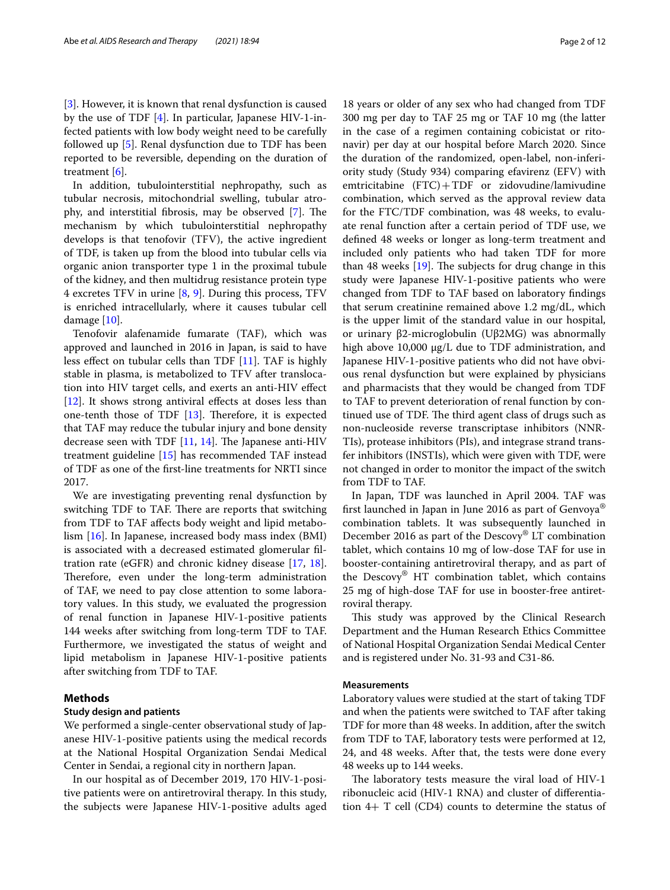[3]. However, it is known that renal dysfunction is caused by the use of TDF [4]. In particular, Japanese HIV-1-infected patients with low body weight need to be carefully followed up [5]. Renal dysfunction due to TDF has been reported to be reversible, depending on the duration of treatment [6].

In addition, tubulointerstitial nephropathy, such as tubular necrosis, mitochondrial swelling, tubular atrophy, and interstitial fibrosis, may be observed [7]. The mechanism by which tubulointerstitial nephropathy develops is that tenofovir (TFV), the active ingredient of TDF, is taken up from the blood into tubular cells via organic anion transporter type 1 in the proximal tubule of the kidney, and then multidrug resistance protein type 4 excretes TFV in urine [8, 9]. During this process, TFV is enriched intracellularly, where it causes tubular cell damage [10].

Tenofovir alafenamide fumarate (TAF), which was approved and launched in 2016 in Japan, is said to have less effect on tubular cells than TDF [11]. TAF is highly stable in plasma, is metabolized to TFV after translocation into HIV target cells, and exerts an anti-HIV effect [12]. It shows strong antiviral effects at doses less than one-tenth those of TDF [13]. Therefore, it is expected that TAF may reduce the tubular injury and bone density decrease seen with TDF [11, 14]. The Japanese anti-HIV treatment guideline [15] has recommended TAF instead of TDF as one of the first-line treatments for NRTI since 2017.

We are investigating preventing renal dysfunction by switching TDF to TAF. There are reports that switching from TDF to TAF affects body weight and lipid metabolism [16]. In Japanese, increased body mass index (BMI) is associated with a decreased estimated glomerular filtration rate (eGFR) and chronic kidney disease [17, 18]. Therefore, even under the long-term administration of TAF, we need to pay close attention to some laboratory values. In this study, we evaluated the progression of renal function in Japanese HIV-1-positive patients 144 weeks after switching from long-term TDF to TAF. Furthermore, we investigated the status of weight and lipid metabolism in Japanese HIV-1-positive patients after switching from TDF to TAF.

## Methods

### Study design and patients

We performed a single-center observational study of Japanese HIV-1-positive patients using the medical records at the National Hospital Organization Sendai Medical Center in Sendai, a regional city in northern Japan.

In our hospital as of December 2019, 170 HIV-1-positive patients were on antiretroviral therapy. In this study, the subjects were Japanese HIV-1-positive adults aged 18 years or older of any sex who had changed from TDF 300 mg per day to TAF 25 mg or TAF 10 mg (the latter in the case of a regimen containing cobicistat or ritonavir) per day at our hospital before March 2020. Since the duration of the randomized, open-label, non-inferiority study (Study 934) comparing efavirenz (EFV) with emtricitabine (FTC)+TDF or zidovudine/lamivudine combination, which served as the approval review data for the FTC/TDF combination, was 48 weeks, to evaluate renal function after a certain period of TDF use, we defined 48 weeks or longer as long-term treatment and included only patients who had taken TDF for more than 48 weeks [19]. The subjects for drug change in this study were Japanese HIV-1-positive patients who were changed from TDF to TAF based on laboratory findings that serum creatinine remained above 1.2 mg/dL, which is the upper limit of the standard value in our hospital, or urinary β2-microglobulin (Uβ2MG) was abnormally high above 10,000 μg/L due to TDF administration, and Japanese HIV-1-positive patients who did not have obvious renal dysfunction but were explained by physicians and pharmacists that they would be changed from TDF to TAF to prevent deterioration of renal function by continued use of TDF. The third agent class of drugs such as non-nucleoside reverse transcriptase inhibitors (NNRTIs), protease inhibitors (PIs), and integrase strand transfer inhibitors (INSTIs), which were given with TDF, were not changed in order to monitor the impact of the switch from TDF to TAF.

In Japan, TDF was launched in April 2004. TAF was first launched in Japan in June 2016 as part of Genvoya® combination tablets. It was subsequently launched in December 2016 as part of the Descovy® LT combination tablet, which contains 10 mg of low-dose TAF for use in booster-containing antiretroviral therapy, and as part of the Descovy® HT combination tablet, which contains 25 mg of high-dose TAF for use in booster-free antiretroviral therapy.

This study was approved by the Clinical Research Department and the Human Research Ethics Committee of National Hospital Organization Sendai Medical Center and is registered under No. 31-93 and C31-86.

### Measurements

Laboratory values were studied at the start of taking TDF and when the patients were switched to TAF after taking TDF for more than 48 weeks. In addition, after the switch from TDF to TAF, laboratory tests were performed at 12, 24, and 48 weeks. After that, the tests were done every 48 weeks up to 144 weeks.

The laboratory tests measure the viral load of HIV-1 ribonucleic acid (HIV-1 RNA) and cluster of differentiation 4+ T cell (CD4) counts to determine the status of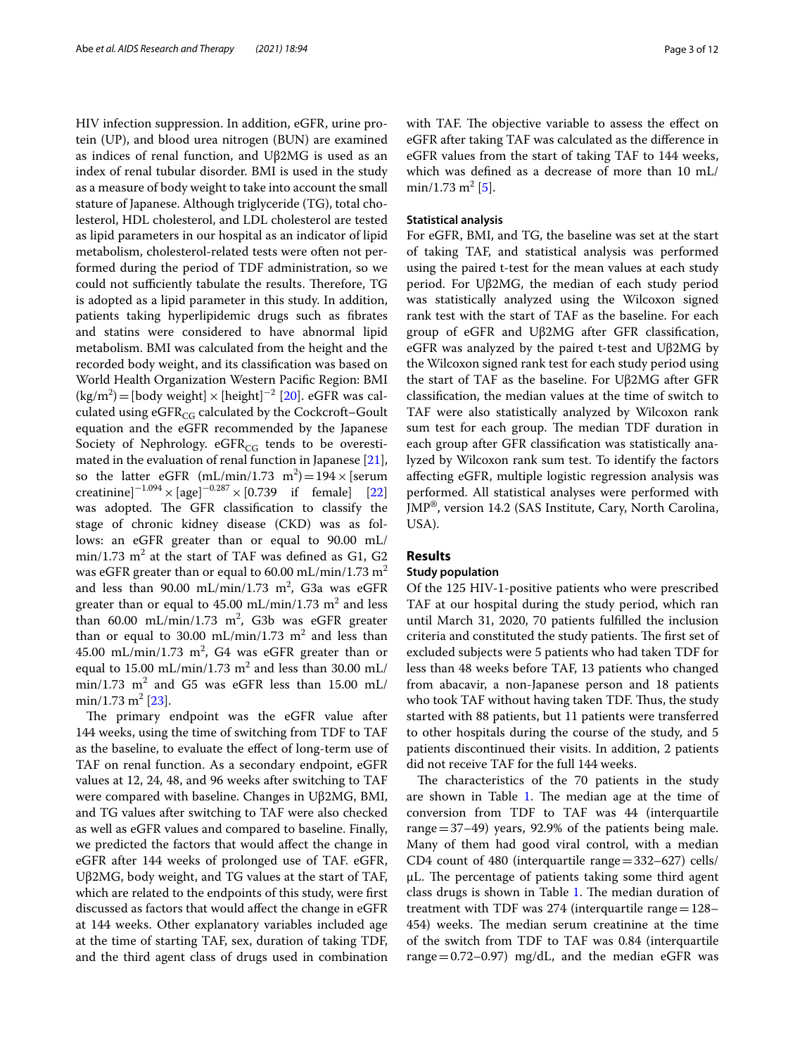HIV infection suppression. In addition, eGFR, urine protein (UP), and blood urea nitrogen (BUN) are examined as indices of renal function, and Uβ2MG is used as an index of renal tubular disorder. BMI is used in the study as a measure of body weight to take into account the small stature of Japanese. Although triglyceride (TG), total cholesterol, HDL cholesterol, and LDL cholesterol are tested as lipid parameters in our hospital as an indicator of lipid metabolism, cholesterol-related tests were often not performed during the period of TDF administration, so we could not sufficiently tabulate the results. Therefore, TG is adopted as a lipid parameter in this study. In addition, patients taking hyperlipidemic drugs such as fibrates and statins were considered to have abnormal lipid metabolism. BMI was calculated from the height and the recorded body weight, and its classification was based on World Health Organization Western Pacific Region: BMI $(\text{kg/m}^2) = [\text{body weight}] \times [\text{height}]^{-2}$ [20]. eGFR was calculated using $\text{eGFR}_{\text{CG}}$ calculated by the Cockcroft–Goult equation and the eGFR recommended by the Japanese Society of Nephrology. $\text{eGFR}_{\text{CG}}$ tends to be overestimated in the evaluation of renal function in Japanese [21], so the latter eGFR $(\text{mL/min/1.73 m}^2) = 194 \times [\text{serum creatinine}]^{-1.094} \times [\text{age}]^{-0.287} \times [0.739 \text{ if female}]$ [22] was adopted. The GFR classification to classify the stage of chronic kidney disease (CKD) was as follows: an eGFR greater than or equal to 90.00 mL/min/1.73 m$^2$ at the start of TAF was defined as G1, G2 was eGFR greater than or equal to 60.00 mL/min/1.73 m$^2$ and less than 90.00 mL/min/1.73 m$^2$, G3a was eGFR greater than or equal to 45.00 mL/min/1.73 m$^2$ and less than 60.00 mL/min/1.73 m$^2$, G3b was eGFR greater than or equal to 30.00 mL/min/1.73 m$^2$ and less than 45.00 mL/min/1.73 m$^2$, G4 was eGFR greater than or equal to 15.00 mL/min/1.73 m$^2$ and less than 30.00 mL/min/1.73 m$^2$ and G5 was eGFR less than 15.00 mL/min/1.73 m$^2$ [23].

The primary endpoint was the eGFR value after 144 weeks, using the time of switching from TDF to TAF as the baseline, to evaluate the effect of long-term use of TAF on renal function. As a secondary endpoint, eGFR values at 12, 24, 48, and 96 weeks after switching to TAF were compared with baseline. Changes in Uβ2MG, BMI, and TG values after switching to TAF were also checked as well as eGFR values and compared to baseline. Finally, we predicted the factors that would affect the change in eGFR after 144 weeks of prolonged use of TAF. eGFR, Uβ2MG, body weight, and TG values at the start of TAF, which are related to the endpoints of this study, were first discussed as factors that would affect the change in eGFR at 144 weeks. Other explanatory variables included age at the time of starting TAF, sex, duration of taking TDF, and the third agent class of drugs used in combination with TAF. The objective variable to assess the effect on eGFR after taking TAF was calculated as the difference in eGFR values from the start of taking TAF to 144 weeks, which was defined as a decrease of more than 10 mL/min/1.73 m$^2$ [5].

### Statistical analysis

For eGFR, BMI, and TG, the baseline was set at the start of taking TAF, and statistical analysis was performed using the paired t-test for the mean values at each study period. For Uβ2MG, the median of each study period was statistically analyzed using the Wilcoxon signed rank test with the start of TAF as the baseline. For each group of eGFR and Uβ2MG after GFR classification, eGFR was analyzed by the paired t-test and Uβ2MG by the Wilcoxon signed rank test for each study period using the start of TAF as the baseline. For Uβ2MG after GFR classification, the median values at the time of switch to TAF were also statistically analyzed by Wilcoxon rank sum test for each group. The median TDF duration in each group after GFR classification was statistically analyzed by Wilcoxon rank sum test. To identify the factors affecting eGFR, multiple logistic regression analysis was performed. All statistical analyses were performed with JMP®, version 14.2 (SAS Institute, Cary, North Carolina, USA).

## Results

### Study population

Of the 125 HIV-1-positive patients who were prescribed TAF at our hospital during the study period, which ran until March 31, 2020, 70 patients fulfilled the inclusion criteria and constituted the study patients. The first set of excluded subjects were 5 patients who had taken TDF for less than 48 weeks before TAF, 13 patients who changed from abacavir, a non-Japanese person and 18 patients who took TAF without having taken TDF. Thus, the study started with 88 patients, but 11 patients were transferred to other hospitals during the course of the study, and 5 patients discontinued their visits. In addition, 2 patients did not receive TAF for the full 144 weeks.

The characteristics of the 70 patients in the study are shown in Table 1. The median age at the time of conversion from TDF to TAF was 44 (interquartile range = 37–49) years, 92.9% of the patients being male. Many of them had good viral control, with a median CD4 count of 480 (interquartile range = 332–627) cells/μL. The percentage of patients taking some third agent class drugs is shown in Table 1. The median duration of treatment with TDF was 274 (interquartile range = 128–454) weeks. The median serum creatinine at the time of the switch from TDF to TAF was 0.84 (interquartile range = 0.72–0.97) mg/dL, and the median eGFR was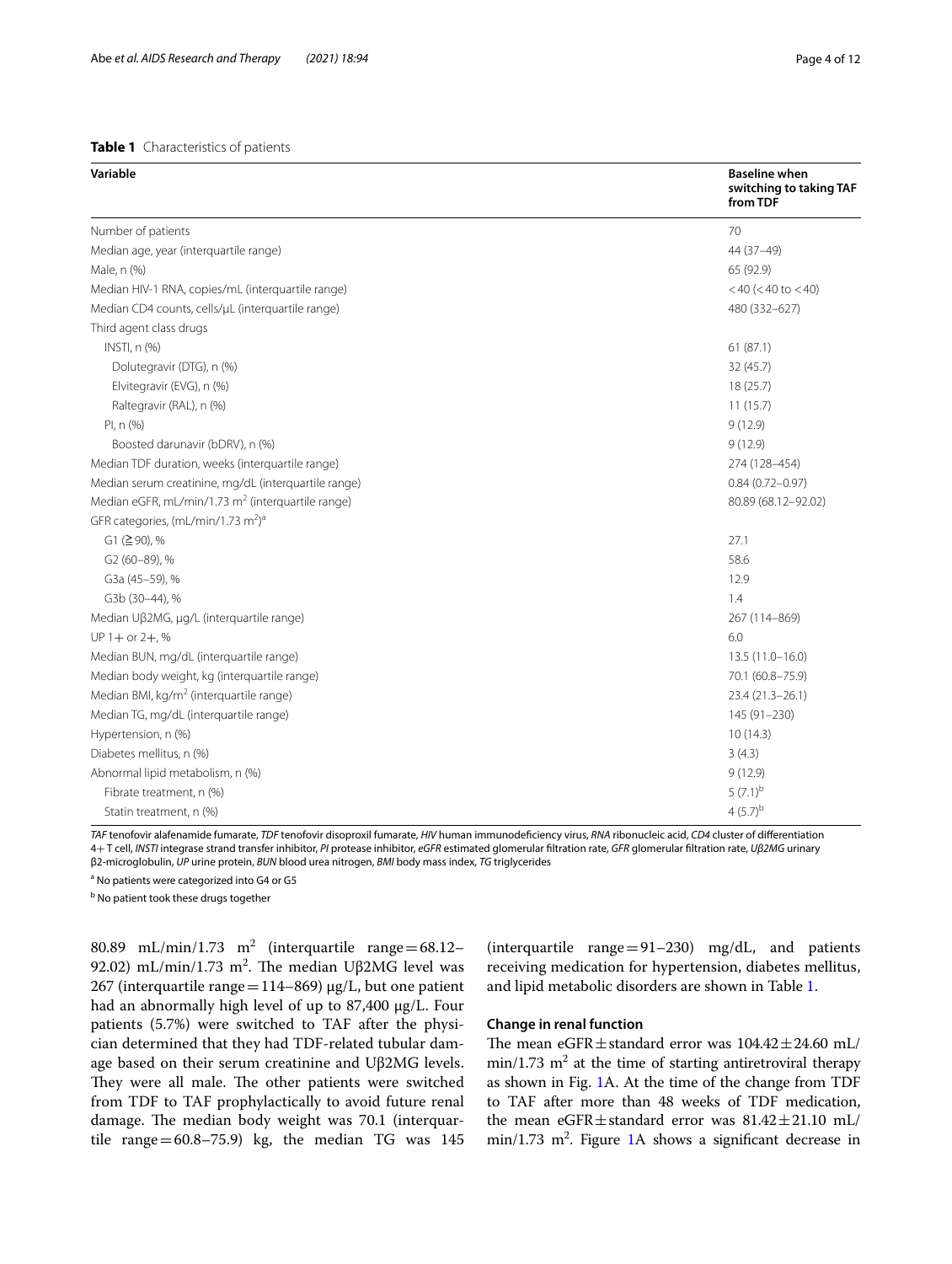**Table 1** Characteristics of patients

| Variable | Baseline when switching to taking TAF from TDF |
|---|---|
| Number of patients | 70 |
| Median age, year (interquartile range) | 44 (37–49) |
| Male, n (%) | 65 (92.9) |
| Median HIV-1 RNA, copies/mL (interquartile range) | <40 (<40 to <40) |
| Median CD4 counts, cells/μL (interquartile range) | 480 (332–627) |
| Third agent class drugs | |
| INSTI, n (%) | 61 (87.1) |
| Dolutegravir (DTG), n (%) | 32 (45.7) |
| Elvitegravir (EVG), n (%) | 18 (25.7) |
| Raltegravir (RAL), n (%) | 11 (15.7) |
| PI, n (%) | 9 (12.9) |
| Boosted darunavir (bDRV), n (%) | 9 (12.9) |
| Median TDF duration, weeks (interquartile range) | 274 (128–454) |
| Median serum creatinine, mg/dL (interquartile range) | 0.84 (0.72–0.97) |
| Median eGFR, mL/min/1.73 $m^2$ (interquartile range) | 80.89 (68.12–92.02) |
| GFR categories, (mL/min/1.73 $m^2$)[a] | |
| G1 (≧90), % | 27.1 |
| G2 (60–89), % | 58.6 |
| G3a (45–59), % | 12.9 |
| G3b (30–44), % | 1.4 |
| Median Uβ2MG, μg/L (interquartile range) | 267 (114–869) |
| UP 1+ or 2+, % | 6.0 |
| Median BUN, mg/dL (interquartile range) | 13.5 (11.0–16.0) |
| Median body weight, kg (interquartile range) | 70.1 (60.8–75.9) |
| Median BMI, kg/$m^2$ (interquartile range) | 23.4 (21.3–26.1) |
| Median TG, mg/dL (interquartile range) | 145 (91–230) |
| Hypertension, n (%) | 10 (14.3) |
| Diabetes mellitus, n (%) | 3 (4.3) |
| Abnormal lipid metabolism, n (%) | 9 (12.9) |
| Fibrate treatment, n (%) | 5 (7.1)[b] |
| Statin treatment, n (%) | 4 (5.7)[b] |

*TAF* tenofovir alafenamide fumarate, *TDF* tenofovir disoproxil fumarate, *HIV* human immunodeficiency virus, *RNA* ribonucleic acid, *CD4* cluster of differentiation 4+ T cell, *INSTI* integrase strand transfer inhibitor, *PI* protease inhibitor, *eGFR* estimated glomerular filtration rate, *GFR* glomerular filtration rate, *Uβ2MG* urinary β2-microglobulin, *UP* urine protein, *BUN* blood urea nitrogen, *BMI* body mass index, *TG* triglycerides

[a] No patients were categorized into G4 or G5

[b] No patient took these drugs together

80.89 mL/min/1.73 $m^2$ (interquartile range = 68.12–92.02) mL/min/1.73 $m^2$. The median Uβ2MG level was 267 (interquartile range = 114–869) μg/L, but one patient had an abnormally high level of up to 87,400 μg/L. Four patients (5.7%) were switched to TAF after the physician determined that they had TDF-related tubular damage based on their serum creatinine and Uβ2MG levels. They were all male. The other patients were switched from TDF to TAF prophylactically to avoid future renal damage. The median body weight was 70.1 (interquartile range = 60.8–75.9) kg, the median TG was 145 (interquartile range = 91–230) mg/dL, and patients receiving medication for hypertension, diabetes mellitus, and lipid metabolic disorders are shown in Table 1.

### Change in renal function

The mean eGFR ± standard error was 104.42 ± 24.60 mL/min/1.73 $m^2$ at the time of starting antiretroviral therapy as shown in Fig. 1A. At the time of the change from TDF to TAF after more than 48 weeks of TDF medication, the mean eGFR ± standard error was 81.42 ± 21.10 mL/min/1.73 $m^2$. Figure 1A shows a significant decrease in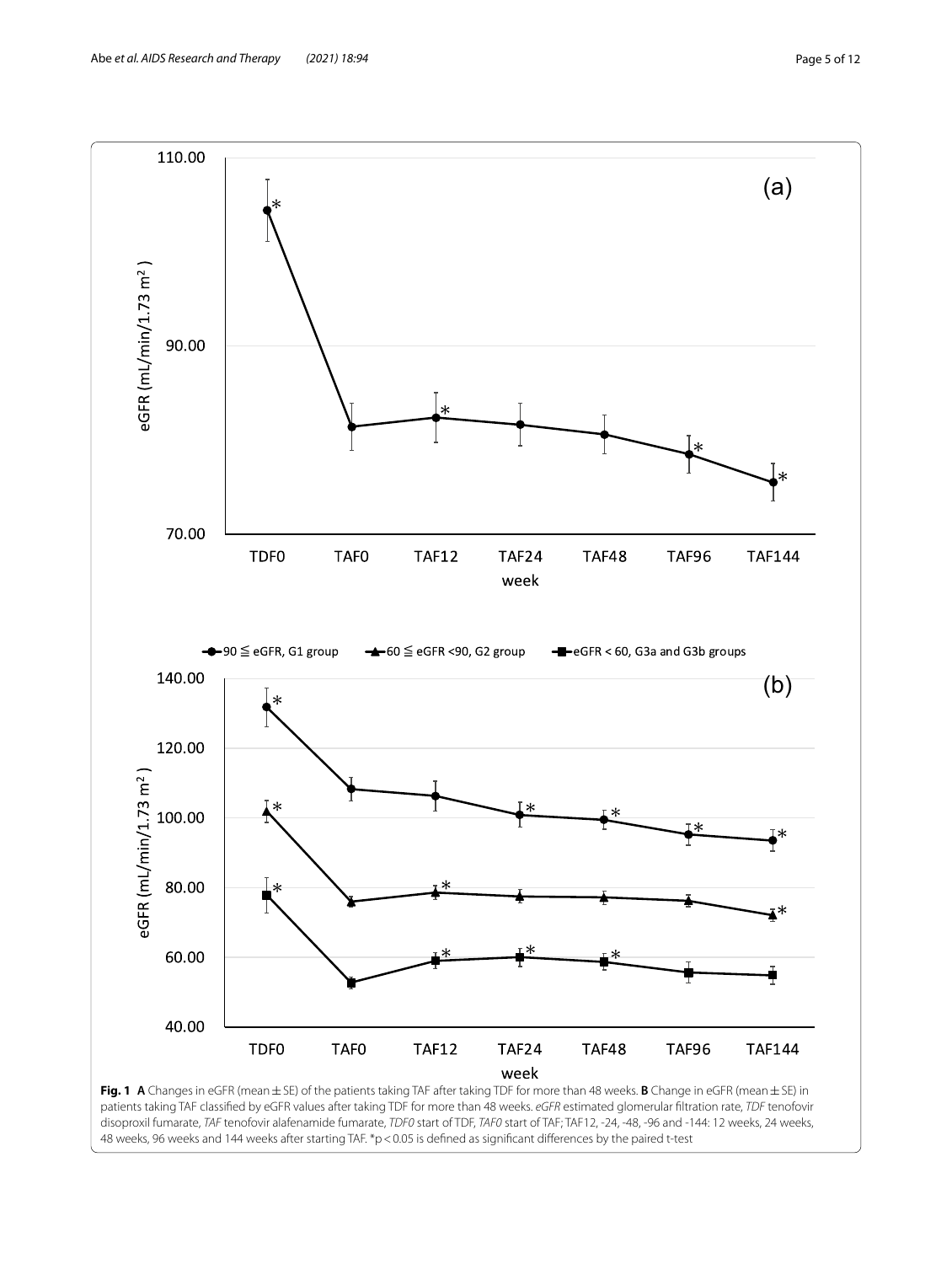**Fig. 1** **A** Changes in eGFR (mean ± SE) of the patients taking TAF after taking TDF for more than 48 weeks. **B** Change in eGFR (mean ± SE) in patients taking TAF classified by eGFR values after taking TDF for more than 48 weeks. *eGFR* estimated glomerular filtration rate, *TDF* tenofovir disoproxil fumarate, *TAF* tenofovir alafenamide fumarate, *TDF0* start of TDF, *TAF0* start of TAF; TAF12, -24, -48, -96 and -144: 12 weeks, 24 weeks, 48 weeks, 96 weeks and 144 weeks after starting TAF. *$p < 0.05$ is defined as significant differences by the paired t-test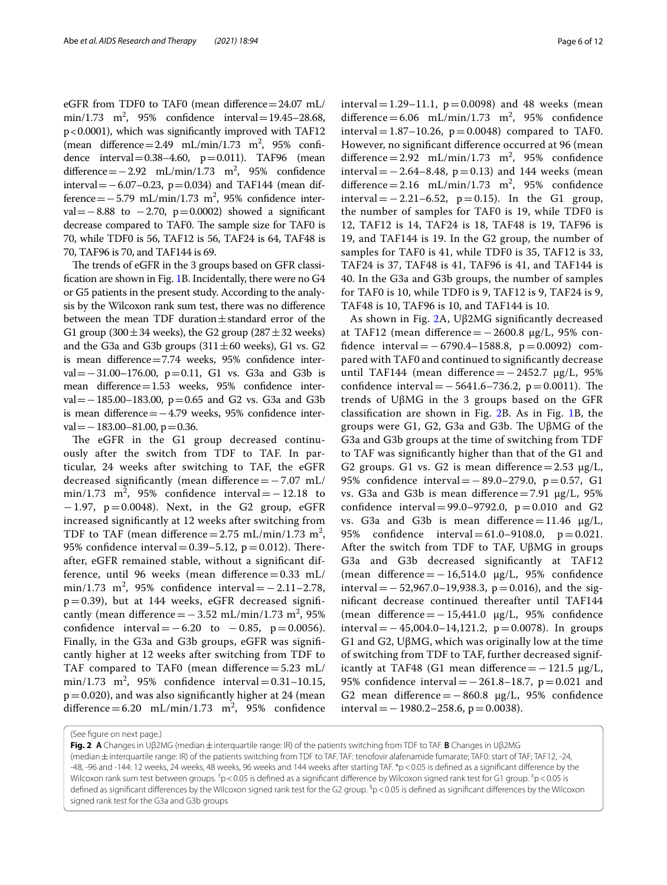eGFR from TDF0 to TAF0 (mean difference = 24.07 mL/min/1.73 $m^2$, 95% confidence interval = 19.45–28.68, $p < 0.0001$), which was significantly improved with TAF12 (mean difference = 2.49 mL/min/1.73 $m^2$, 95% confidence interval = 0.38–4.60, $p = 0.011$). TAF96 (mean difference = − 2.92 mL/min/1.73 $m^2$, 95% confidence interval = − 6.07–0.23, $p = 0.034$) and TAF144 (mean difference = − 5.79 mL/min/1.73 $m^2$, 95% confidence interval = − 8.88 to − 2.70, $p = 0.0002$) showed a significant decrease compared to TAF0. The sample size for TAF0 is 70, while TDF0 is 56, TAF12 is 56, TAF24 is 64, TAF48 is 70, TAF96 is 70, and TAF144 is 69.

The trends of eGFR in the 3 groups based on GFR classification are shown in Fig. 1B. Incidentally, there were no G4 or G5 patients in the present study. According to the analysis by the Wilcoxon rank sum test, there was no difference between the mean TDF duration ± standard error of the G1 group (300 ± 34 weeks), the G2 group (287 ± 32 weeks) and the G3a and G3b groups (311 ± 60 weeks), G1 vs. G2 is mean difference = 7.74 weeks, 95% confidence interval = − 31.00–176.00, $p = 0.11$, G1 vs. G3a and G3b is mean difference = 1.53 weeks, 95% confidence interval = − 185.00–183.00, $p = 0.65$ and G2 vs. G3a and G3b is mean difference = − 4.79 weeks, 95% confidence interval = − 183.00–81.00, $p = 0.36$.

The eGFR in the G1 group decreased continuously after the switch from TDF to TAF. In particular, 24 weeks after switching to TAF, the eGFR decreased significantly (mean difference = − 7.07 mL/min/1.73 $m^2$, 95% confidence interval = − 12.18 to − 1.97, $p = 0.0048$). Next, in the G2 group, eGFR increased significantly at 12 weeks after switching from TDF to TAF (mean difference = 2.75 mL/min/1.73 $m^2$, 95% confidence interval = 0.39–5.12, $p = 0.012$). Thereafter, eGFR remained stable, without a significant difference, until 96 weeks (mean difference = 0.33 mL/min/1.73 $m^2$, 95% confidence interval = − 2.11–2.78, $p = 0.39$), but at 144 weeks, eGFR decreased significantly (mean difference = − 3.52 mL/min/1.73 $m^2$, 95% confidence interval = − 6.20 to − 0.85, $p = 0.0056$). Finally, in the G3a and G3b groups, eGFR was significantly higher at 12 weeks after switching from TDF to TAF compared to TAF0 (mean difference = 5.23 mL/min/1.73 $m^2$, 95% confidence interval = 0.31–10.15, $p = 0.020$), and was also significantly higher at 24 (mean difference = 6.20 mL/min/1.73 $m^2$, 95% confidence interval = 1.29–11.1, $p = 0.0098$) and 48 weeks (mean difference = 6.06 mL/min/1.73 $m^2$, 95% confidence interval = 1.87–10.26, $p = 0.0048$) compared to TAF0. However, no significant difference occurred at 96 (mean difference = 2.92 mL/min/1.73 $m^2$, 95% confidence interval = − 2.64–8.48, $p = 0.13$) and 144 weeks (mean difference = 2.16 mL/min/1.73 $m^2$, 95% confidence interval = − 2.21–6.52, $p = 0.15$). In the G1 group, the number of samples for TAF0 is 19, while TDF0 is 12, TAF12 is 14, TAF24 is 18, TAF48 is 19, TAF96 is 19, and TAF144 is 19. In the G2 group, the number of samples for TAF0 is 41, while TDF0 is 35, TAF12 is 33, TAF24 is 37, TAF48 is 41, TAF96 is 41, and TAF144 is 40. In the G3a and G3b groups, the number of samples for TAF0 is 10, while TDF0 is 9, TAF12 is 9, TAF24 is 9, TAF48 is 10, TAF96 is 10, and TAF144 is 10.

As shown in Fig. 2A, Uβ2MG significantly decreased at TAF12 (mean difference = − 2600.8 μg/L, 95% confidence interval = − 6790.4–1588.8, $p = 0.0092$) compared with TAF0 and continued to significantly decrease until TAF144 (mean difference = − 2452.7 μg/L, 95% confidence interval = − 5641.6–736.2, $p = 0.0011$). The trends of UβMG in the 3 groups based on the GFR classification are shown in Fig. 2B. As in Fig. 1B, the groups were G1, G2, G3a and G3b. The UβMG of the G3a and G3b groups at the time of switching from TDF to TAF was significantly higher than that of the G1 and G2 groups. G1 vs. G2 is mean difference = 2.53 μg/L, 95% confidence interval = − 89.0–279.0, $p = 0.57$, G1 vs. G3a and G3b is mean difference = 7.91 μg/L, 95% confidence interval = 99.0–9792.0, $p = 0.010$ and G2 vs. G3a and G3b is mean difference = 11.46 μg/L, 95% confidence interval = 61.0–9108.0, $p = 0.021$. After the switch from TDF to TAF, UβMG in groups G3a and G3b decreased significantly at TAF12 (mean difference = − 16,514.0 μg/L, 95% confidence interval = − 52,967.0–19,938.3, $p = 0.016$), and the significant decrease continued thereafter until TAF144 (mean difference = − 15,441.0 μg/L, 95% confidence interval = − 45,004.0–14,121.2, $p = 0.0078$). In groups G1 and G2, UβMG, which was originally low at the time of switching from TDF to TAF, further decreased significantly at TAF48 (G1 mean difference = − 121.5 μg/L, 95% confidence interval = − 261.8–18.7, $p = 0.021$ and G2 mean difference = − 860.8 μg/L, 95% confidence interval = − 1980.2–258.6, $p = 0.0038$).

(See figure on next page.)

**Fig. 2** **A** Changes in Uβ2MG (median ± interquartile range: IR) of the patients switching from TDF to TAF. **B** Changes in Uβ2MG (median ± interquartile range: IR) of the patients switching from TDF to TAF. TAF: tenofovir alafenamide fumarate; TAF0: start of TAF; TAF12, -24, -48, -96 and -144: 12 weeks, 24 weeks, 48 weeks, 96 weeks and 144 weeks after starting TAF. *$p < 0.05$ is defined as a significant difference by the Wilcoxon rank sum test between groups. †$p < 0.05$ is defined as a significant difference by Wilcoxon signed rank test for G1 group. ‡$p < 0.05$ is defined as significant differences by the Wilcoxon signed rank test for the G2 group. §$p < 0.05$ is defined as significant differences by the Wilcoxon signed rank test for the G3a and G3b groups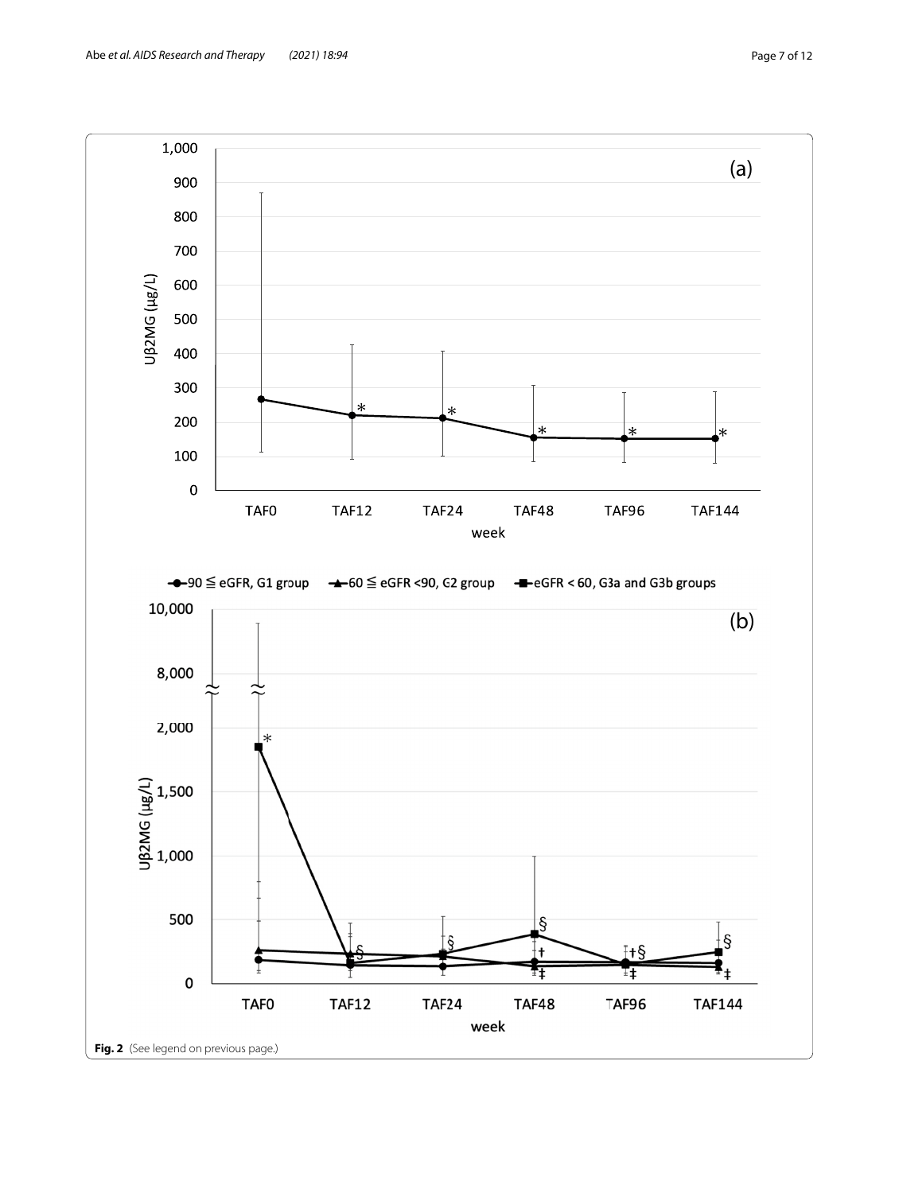**Fig. 2** (See legend on previous page.)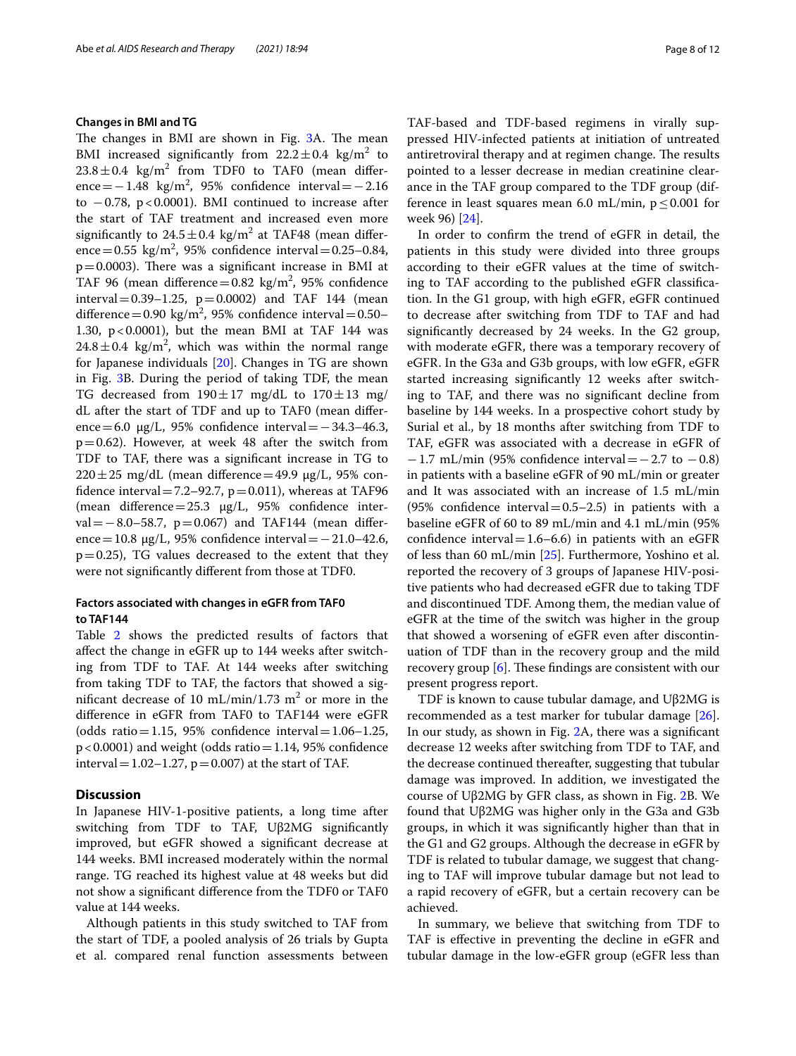### Changes in BMI and TG

The changes in BMI are shown in Fig. 3A. The mean BMI increased significantly from $22.2 \pm 0.4$ kg/m$^2$ to $23.8 \pm 0.4$ kg/m$^2$ from TDF0 to TAF0 (mean difference $= -1.48$ kg/m$^2$, 95% confidence interval $= -2.16$ to $-0.78$, $p < 0.0001$). BMI continued to increase after the start of TAF treatment and increased even more significantly to $24.5 \pm 0.4$ kg/m$^2$ at TAF48 (mean difference $= 0.55$ kg/m$^2$, 95% confidence interval $= 0.25$–$0.84$, $p = 0.0003$). There was a significant increase in BMI at TAF 96 (mean difference $= 0.82$ kg/m$^2$, 95% confidence interval $= 0.39$–$1.25$, $p = 0.0002$) and TAF 144 (mean difference $= 0.90$ kg/m$^2$, 95% confidence interval $= 0.50$–$1.30$, $p < 0.0001$), but the mean BMI at TAF 144 was $24.8 \pm 0.4$ kg/m$^2$, which was within the normal range for Japanese individuals [20]. Changes in TG are shown in Fig. 3B. During the period of taking TDF, the mean TG decreased from $190 \pm 17$ mg/dL to $170 \pm 13$ mg/dL after the start of TDF and up to TAF0 (mean difference $= 6.0$ μg/L, 95% confidence interval $= -34.3$–$46.3$, $p = 0.62$). However, at week 48 after the switch from TDF to TAF, there was a significant increase in TG to $220 \pm 25$ mg/dL (mean difference $= 49.9$ μg/L, 95% confidence interval $= 7.2$–$92.7$, $p = 0.011$), whereas at TAF96 (mean difference $= 25.3$ μg/L, 95% confidence interval $= -8.0$–$58.7$, $p = 0.067$) and TAF144 (mean difference $= 10.8$ μg/L, 95% confidence interval $= -21.0$–$42.6$, $p = 0.25$), TG values decreased to the extent that they were not significantly different from those at TDF0.

### Factors associated with changes in eGFR from TAF0 to TAF144

Table 2 shows the predicted results of factors that affect the change in eGFR up to 144 weeks after switching from TDF to TAF. At 144 weeks after switching from taking TDF to TAF, the factors that showed a significant decrease of 10 mL/min/1.73 m$^2$ or more in the difference in eGFR from TAF0 to TAF144 were eGFR (odds ratio $= 1.15$, 95% confidence interval $= 1.06$–$1.25$, $p < 0.0001$) and weight (odds ratio $= 1.14$, 95% confidence interval $= 1.02$–$1.27$, $p = 0.007$) at the start of TAF.

## Discussion

In Japanese HIV-1-positive patients, a long time after switching from TDF to TAF, Uβ2MG significantly improved, but eGFR showed a significant decrease at 144 weeks. BMI increased moderately within the normal range. TG reached its highest value at 48 weeks but did not show a significant difference from the TDF0 or TAF0 value at 144 weeks.

Although patients in this study switched to TAF from the start of TDF, a pooled analysis of 26 trials by Gupta et al. compared renal function assessments between TAF-based and TDF-based regimens in virally suppressed HIV-infected patients at initiation of untreated antiretroviral therapy and at regimen change. The results pointed to a lesser decrease in median creatinine clearance in the TAF group compared to the TDF group (difference in least squares mean 6.0 mL/min, $p \leq 0.001$ for week 96) [24].

In order to confirm the trend of eGFR in detail, the patients in this study were divided into three groups according to their eGFR values at the time of switching to TAF according to the published eGFR classification. In the G1 group, with high eGFR, eGFR continued to decrease after switching from TDF to TAF and had significantly decreased by 24 weeks. In the G2 group, with moderate eGFR, there was a temporary recovery of eGFR. In the G3a and G3b groups, with low eGFR, eGFR started increasing significantly 12 weeks after switching to TAF, and there was no significant decline from baseline by 144 weeks. In a prospective cohort study by Surial et al., by 18 months after switching from TDF to TAF, eGFR was associated with a decrease in eGFR of $-1.7$ mL/min (95% confidence interval $= -2.7$ to $-0.8$) in patients with a baseline eGFR of 90 mL/min or greater and It was associated with an increase of 1.5 mL/min (95% confidence interval $= 0.5$–$2.5$) in patients with a baseline eGFR of 60 to 89 mL/min and 4.1 mL/min (95% confidence interval $= 1.6$–$6.6$) in patients with an eGFR of less than 60 mL/min [25]. Furthermore, Yoshino et al. reported the recovery of 3 groups of Japanese HIV-positive patients who had decreased eGFR due to taking TDF and discontinued TDF. Among them, the median value of eGFR at the time of the switch was higher in the group that showed a worsening of eGFR even after discontinuation of TDF than in the recovery group and the mild recovery group [6]. These findings are consistent with our present progress report.

TDF is known to cause tubular damage, and Uβ2MG is recommended as a test marker for tubular damage [26]. In our study, as shown in Fig. 2A, there was a significant decrease 12 weeks after switching from TDF to TAF, and the decrease continued thereafter, suggesting that tubular damage was improved. In addition, we investigated the course of Uβ2MG by GFR class, as shown in Fig. 2B. We found that Uβ2MG was higher only in the G3a and G3b groups, in which it was significantly higher than that in the G1 and G2 groups. Although the decrease in eGFR by TDF is related to tubular damage, we suggest that changing to TAF will improve tubular damage but not lead to a rapid recovery of eGFR, but a certain recovery can be achieved.

In summary, we believe that switching from TDF to TAF is effective in preventing the decline in eGFR and tubular damage in the low-eGFR group (eGFR less than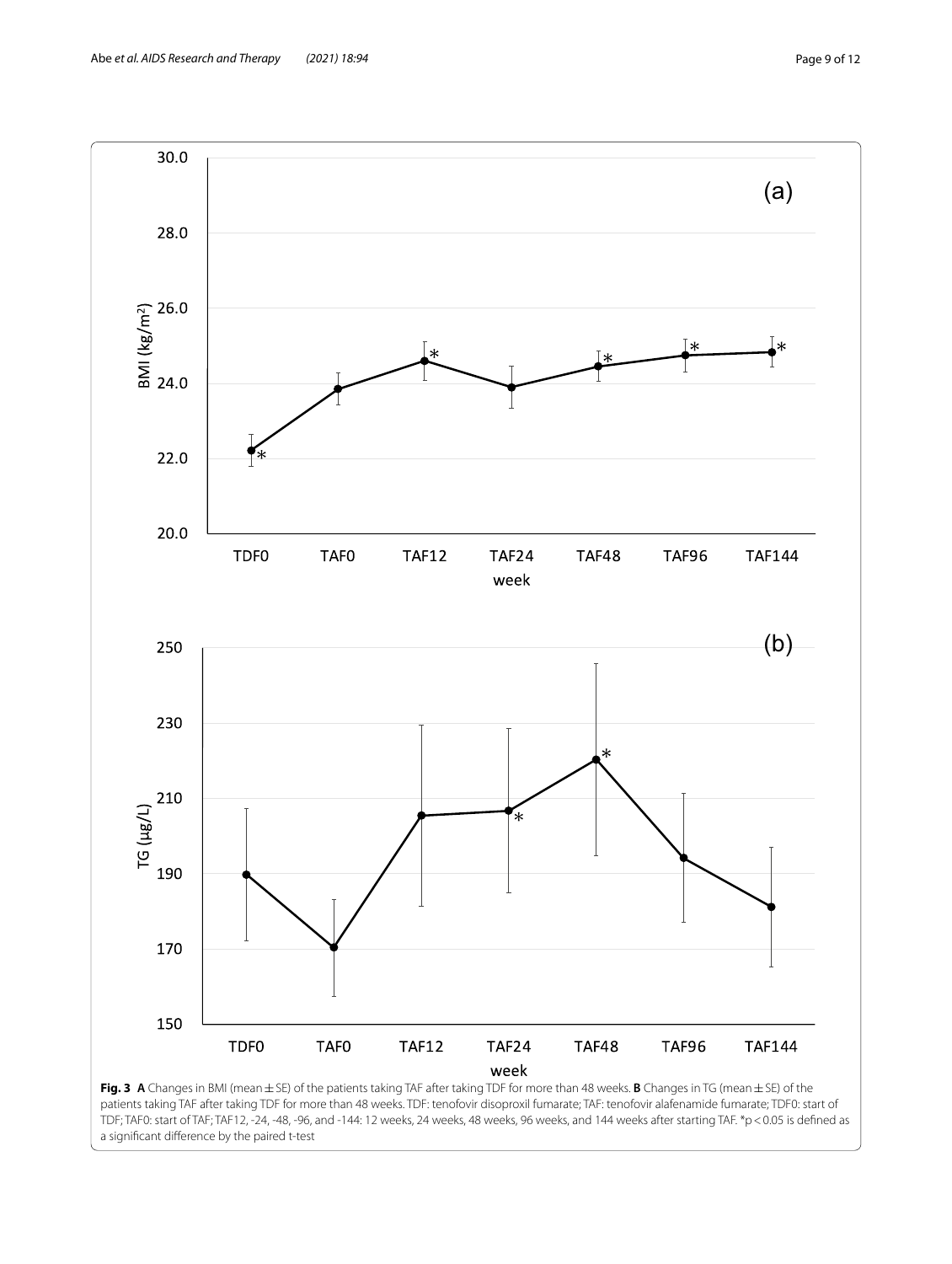**Fig. 3** **A** Changes in BMI (mean ± SE) of the patients taking TAF after taking TDF for more than 48 weeks. **B** Changes in TG (mean ± SE) of the patients taking TAF after taking TDF for more than 48 weeks. TDF: tenofovir disoproxil fumarate; TAF: tenofovir alafenamide fumarate; TDF0: start of TDF; TAF0: start of TAF; TAF12, -24, -48, -96, and -144: 12 weeks, 24 weeks, 48 weeks, 96 weeks, and 144 weeks after starting TAF. *$p < 0.05$ is defined as a significant difference by the paired t-test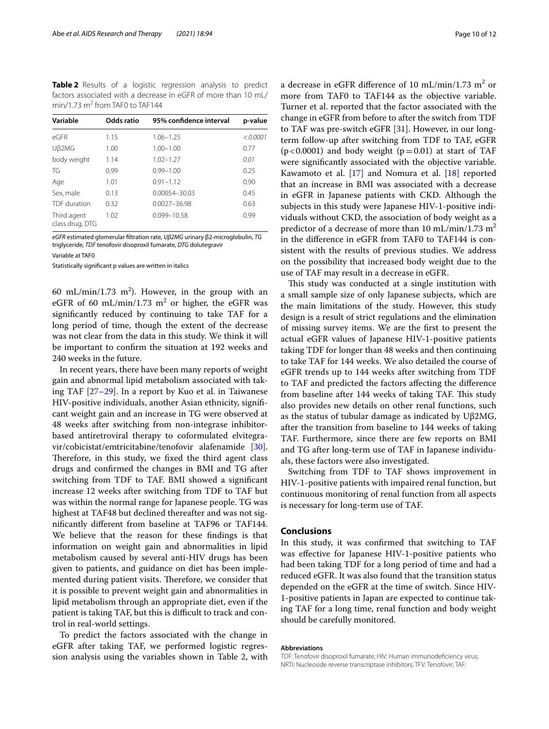**Table 2** Results of a logistic regression analysis to predict factors associated with a decrease in eGFR of more than 10 mL/min/1.73 $m^2$ from TAF0 to TAF144

| Variable | Odds ratio | 95% confidence interval | p-value |
|---|---|---|---|
| eGFR | 1.15 | 1.06–1.25 | *< 0.0001* |
| Uβ2MG | 1.00 | 1.00–1.00 | 0.77 |
| body weight | 1.14 | 1.02–1.27 | *0.01* |
| TG | 0.99 | 0.99–1.00 | 0.25 |
| Age | 1.01 | 0.91–1.12 | 0.90 |
| Sex, male | 0.13 | 0.00054–30.03 | 0.45 |
| TDF duration | 0.32 | 0.0027–36.98 | 0.63 |
| Third agent class drug, DTG | 1.02 | 0.099–10.58 | 0.99 |

*eGFR* estimated glomerular filtration rate, *Uβ2MG* urinary β2-microglobulin, *TG* triglyceride, *TDF* tenofovir disoproxil fumarate, *DTG* dolutegravir

Variable at TAF0

Statistically significant p values are written in italics

60 mL/min/1.73 $m^2$). However, in the group with an eGFR of 60 mL/min/1.73 $m^2$ or higher, the eGFR was significantly reduced by continuing to take TAF for a long period of time, though the extent of the decrease was not clear from the data in this study. We think it will be important to confirm the situation at 192 weeks and 240 weeks in the future.

In recent years, there have been many reports of weight gain and abnormal lipid metabolism associated with taking TAF [27–29]. In a report by Kuo et al. in Taiwanese HIV-positive individuals, another Asian ethnicity, significant weight gain and an increase in TG were observed at 48 weeks after switching from non-integrase inhibitor-based antiretroviral therapy to coformulated elvitegravir/cobicistat/emtricitabine/tenofovir alafenamide [30]. Therefore, in this study, we fixed the third agent class drugs and confirmed the changes in BMI and TG after switching from TDF to TAF. BMI showed a significant increase 12 weeks after switching from TDF to TAF but was within the normal range for Japanese people. TG was highest at TAF48 but declined thereafter and was not significantly different from baseline at TAF96 or TAF144. We believe that the reason for these findings is that information on weight gain and abnormalities in lipid metabolism caused by several anti-HIV drugs has been given to patients, and guidance on diet has been implemented during patient visits. Therefore, we consider that it is possible to prevent weight gain and abnormalities in lipid metabolism through an appropriate diet, even if the patient is taking TAF, but this is difficult to track and control in real-world settings.

To predict the factors associated with the change in eGFR after taking TAF, we performed logistic regression analysis using the variables shown in Table 2, with a decrease in eGFR difference of 10 mL/min/1.73 $m^2$ or more from TAF0 to TAF144 as the objective variable. Turner et al. reported that the factor associated with the change in eGFR from before to after the switch from TDF to TAF was pre-switch eGFR [31]. However, in our long-term follow-up after switching from TDF to TAF, eGFR ($p<0.0001$) and body weight ($p=0.01$) at start of TAF were significantly associated with the objective variable. Kawamoto et al. [17] and Nomura et al. [18] reported that an increase in BMI was associated with a decrease in eGFR in Japanese patients with CKD. Although the subjects in this study were Japanese HIV-1-positive individuals without CKD, the association of body weight as a predictor of a decrease of more than 10 mL/min/1.73 $m^2$ in the difference in eGFR from TAF0 to TAF144 is consistent with the results of previous studies. We address on the possibility that increased body weight due to the use of TAF may result in a decrease in eGFR.

This study was conducted at a single institution with a small sample size of only Japanese subjects, which are the main limitations of the study. However, this study design is a result of strict regulations and the elimination of missing survey items. We are the first to present the actual eGFR values of Japanese HIV-1-positive patients taking TDF for longer than 48 weeks and then continuing to take TAF for 144 weeks. We also detailed the course of eGFR trends up to 144 weeks after switching from TDF to TAF and predicted the factors affecting the difference from baseline after 144 weeks of taking TAF. This study also provides new details on other renal functions, such as the status of tubular damage as indicated by Uβ2MG, after the transition from baseline to 144 weeks of taking TAF. Furthermore, since there are few reports on BMI and TG after long-term use of TAF in Japanese individuals, these factors were also investigated.

Switching from TDF to TAF shows improvement in HIV-1-positive patients with impaired renal function, but continuous monitoring of renal function from all aspects is necessary for long-term use of TAF.

## Conclusions

In this study, it was confirmed that switching to TAF was effective for Japanese HIV-1-positive patients who had been taking TDF for a long period of time and had a reduced eGFR. It was also found that the transition status depended on the eGFR at the time of switch. Since HIV-1-positive patients in Japan are expected to continue taking TAF for a long time, renal function and body weight should be carefully monitored.

#### Abbreviations

TDF: Tenofovir disoproxil fumarate; HIV: Human immunodeficiency virus; NRTI: Nucleoside reverse transcriptase inhibitors; TFV: Tenofovir; TAF: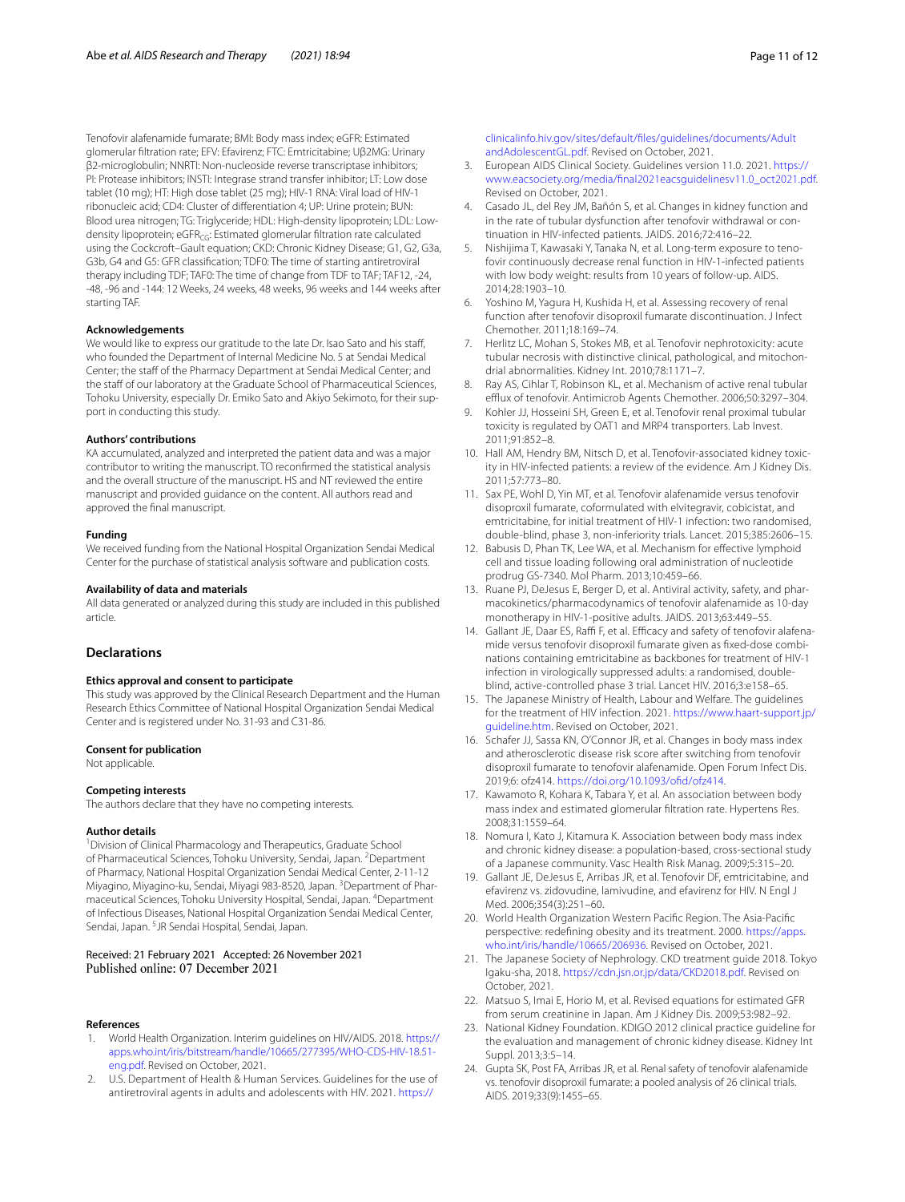Tenofovir alafenamide fumarate; BMI: Body mass index; eGFR: Estimated glomerular filtration rate; EFV: Efavirenz; FTC: Emtricitabine; Uβ2MG: Urinary β2-microglobulin; NNRTI: Non-nucleoside reverse transcriptase inhibitors; PI: Protease inhibitors; INSTI: Integrase strand transfer inhibitor; LT: Low dose tablet (10 mg); HT: High dose tablet (25 mg); HIV-1 RNA: Viral load of HIV-1 ribonucleic acid; CD4: Cluster of differentiation 4; UP: Urine protein; BUN: Blood urea nitrogen; TG: Triglyceride; HDL: High-density lipoprotein; LDL: Low-density lipoprotein; $eGFR_{CG}$: Estimated glomerular filtration rate calculated using the Cockcroft–Gault equation; CKD: Chronic Kidney Disease; G1, G2, G3a, G3b, G4 and G5: GFR classification; TDF0: The time of starting antiretroviral therapy including TDF; TAF0: The time of change from TDF to TAF; TAF12, -24, -48, -96 and -144: 12 Weeks, 24 weeks, 48 weeks, 96 weeks and 144 weeks after starting TAF.

#### Acknowledgements
We would like to express our gratitude to the late Dr. Isao Sato and his staff, who founded the Department of Internal Medicine No. 5 at Sendai Medical Center; the staff of the Pharmacy Department at Sendai Medical Center; and the staff of our laboratory at the Graduate School of Pharmaceutical Sciences, Tohoku University, especially Dr. Emiko Sato and Akiyo Sekimoto, for their support in conducting this study.

#### Authors' contributions
KA accumulated, analyzed and interpreted the patient data and was a major contributor to writing the manuscript. TO reconfirmed the statistical analysis and the overall structure of the manuscript. HS and NT reviewed the entire manuscript and provided guidance on the content. All authors read and approved the final manuscript.

#### Funding
We received funding from the National Hospital Organization Sendai Medical Center for the purchase of statistical analysis software and publication costs.

#### Availability of data and materials
All data generated or analyzed during this study are included in this published article.

## Declarations

#### Ethics approval and consent to participate
This study was approved by the Clinical Research Department and the Human Research Ethics Committee of National Hospital Organization Sendai Medical Center and is registered under No. 31-93 and C31-86.

#### Consent for publication
Not applicable.

#### Competing interests
The authors declare that they have no competing interests.

#### Author details
[1] Division of Clinical Pharmacology and Therapeutics, Graduate School of Pharmaceutical Sciences, Tohoku University, Sendai, Japan. [2] Department of Pharmacy, National Hospital Organization Sendai Medical Center, 2-11-12 Miyagino, Miyagino-ku, Sendai, Miyagi 983-8520, Japan. [3] Department of Pharmaceutical Sciences, Tohoku University Hospital, Sendai, Japan. [4] Department of Infectious Diseases, National Hospital Organization Sendai Medical Center, Sendai, Japan. [5] JR Sendai Hospital, Sendai, Japan.

Received: 21 February 2021 Accepted: 26 November 2021
Published online: 07 December 2021

#### References
1. World Health Organization. Interim guidelines on HIV/AIDS. 2018. https://apps.who.int/iris/bitstream/handle/10665/277395/WHO-CDS-HIV-18.51-eng.pdf. Revised on October, 2021.
2. U.S. Department of Health & Human Services. Guidelines for the use of antiretroviral agents in adults and adolescents with HIV. 2021. https://clinicalinfo.hiv.gov/sites/default/files/guidelines/documents/AdultandAdolescentGL.pdf. Revised on October, 2021.
3. European AIDS Clinical Society. Guidelines version 11.0. 2021. https://www.eacsociety.org/media/final2021eacsguidelinesv11.0_oct2021.pdf. Revised on October, 2021.
4. Casado JL, del Rey JM, Bañón S, et al. Changes in kidney function and in the rate of tubular dysfunction after tenofovir withdrawal or continuation in HIV-infected patients. JAIDS. 2016;72:416–22.
5. Nishijima T, Kawasaki Y, Tanaka N, et al. Long-term exposure to tenofovir continuously decrease renal function in HIV-1-infected patients with low body weight: results from 10 years of follow-up. AIDS. 2014;28:1903–10.
6. Yoshino M, Yagura H, Kushida H, et al. Assessing recovery of renal function after tenofovir disoproxil fumarate discontinuation. J Infect Chemother. 2011;18:169–74.
7. Herlitz LC, Mohan S, Stokes MB, et al. Tenofovir nephrotoxicity: acute tubular necrosis with distinctive clinical, pathological, and mitochondrial abnormalities. Kidney Int. 2010;78:1171–7.
8. Ray AS, Cihlar T, Robinson KL, et al. Mechanism of active renal tubular efflux of tenofovir. Antimicrob Agents Chemother. 2006;50:3297–304.
9. Kohler JJ, Hosseini SH, Green E, et al. Tenofovir renal proximal tubular toxicity is regulated by OAT1 and MRP4 transporters. Lab Invest. 2011;91:852–8.
10. Hall AM, Hendry BM, Nitsch D, et al. Tenofovir-associated kidney toxicity in HIV-infected patients: a review of the evidence. Am J Kidney Dis. 2011;57:773–80.
11. Sax PE, Wohl D, Yin MT, et al. Tenofovir alafenamide versus tenofovir disoproxil fumarate, coformulated with elvitegravir, cobicistat, and emtricitabine, for initial treatment of HIV-1 infection: two randomised, double-blind, phase 3, non-inferiority trials. Lancet. 2015;385:2606–15.
12. Babusis D, Phan TK, Lee WA, et al. Mechanism for effective lymphoid cell and tissue loading following oral administration of nucleotide prodrug GS-7340. Mol Pharm. 2013;10:459–66.
13. Ruane PJ, DeJesus E, Berger D, et al. Antiviral activity, safety, and pharmacokinetics/pharmacodynamics of tenofovir alafenamide as 10-day monotherapy in HIV-1-positive adults. JAIDS. 2013;63:449–55.
14. Gallant JE, Daar ES, Raffi F, et al. Efficacy and safety of tenofovir alafenamide versus tenofovir disoproxil fumarate given as fixed-dose combinations containing emtricitabine as backbones for treatment of HIV-1 infection in virologically suppressed adults: a randomised, double-blind, active-controlled phase 3 trial. Lancet HIV. 2016;3:e158–65.
15. The Japanese Ministry of Health, Labour and Welfare. The guidelines for the treatment of HIV infection. 2021. https://www.haart-support.jp/guideline.htm. Revised on October, 2021.
16. Schafer JJ, Sassa KN, O'Connor JR, et al. Changes in body mass index and atherosclerotic disease risk score after switching from tenofovir disoproxil fumarate to tenofovir alafenamide. Open Forum Infect Dis. 2019;6: ofz414. https://doi.org/10.1093/ofid/ofz414.
17. Kawamoto R, Kohara K, Tabara Y, et al. An association between body mass index and estimated glomerular filtration rate. Hypertens Res. 2008;31:1559–64.
18. Nomura I, Kato J, Kitamura K. Association between body mass index and chronic kidney disease: a population-based, cross-sectional study of a Japanese community. Vasc Health Risk Manag. 2009;5:315–20.
19. Gallant JE, DeJesus E, Arribas JR, et al. Tenofovir DF, emtricitabine, and efavirenz vs. zidovudine, lamivudine, and efavirenz for HIV. N Engl J Med. 2006;354(3):251–60.
20. World Health Organization Western Pacific Region. The Asia-Pacific perspective: redefining obesity and its treatment. 2000. https://apps.who.int/iris/handle/10665/206936. Revised on October, 2021.
21. The Japanese Society of Nephrology. CKD treatment guide 2018. Tokyo Igaku-sha, 2018. https://cdn.jsn.or.jp/data/CKD2018.pdf. Revised on October, 2021.
22. Matsuo S, Imai E, Horio M, et al. Revised equations for estimated GFR from serum creatinine in Japan. Am J Kidney Dis. 2009;53:982–92.
23. National Kidney Foundation. KDIGO 2012 clinical practice guideline for the evaluation and management of chronic kidney disease. Kidney Int Suppl. 2013;3:5–14.
24. Gupta SK, Post FA, Arribas JR, et al. Renal safety of tenofovir alafenamide vs. tenofovir disoproxil fumarate: a pooled analysis of 26 clinical trials. AIDS. 2019;33(9):1455–65.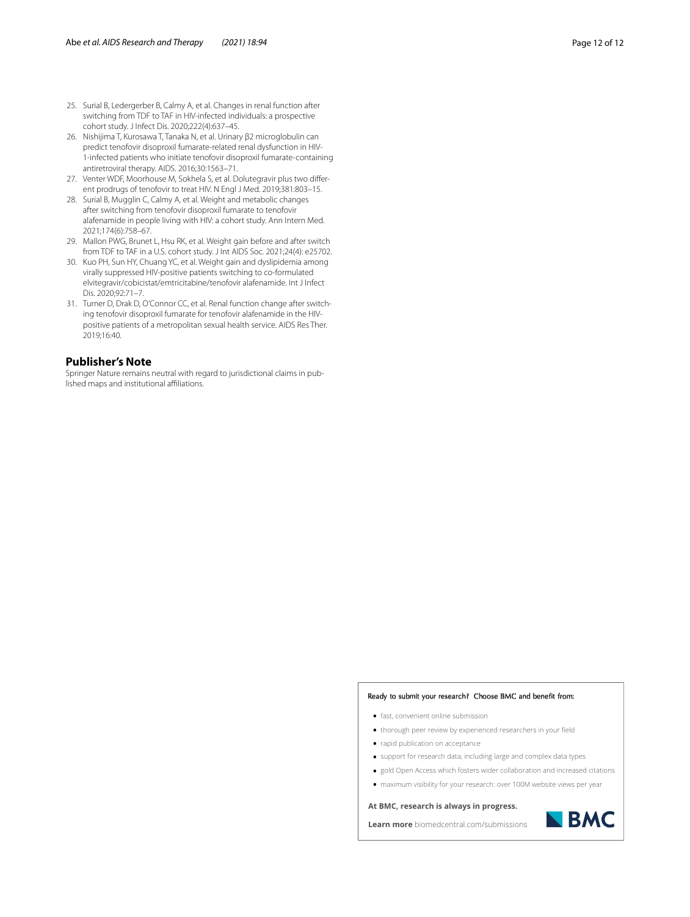25. Surial B, Ledergerber B, Calmy A, et al. Changes in renal function after switching from TDF to TAF in HIV-infected individuals: a prospective cohort study. J Infect Dis. 2020;222(4):637–45.
26. Nishijima T, Kurosawa T, Tanaka N, et al. Urinary β2 microglobulin can predict tenofovir disoproxil fumarate-related renal dysfunction in HIV-1-infected patients who initiate tenofovir disoproxil fumarate-containing antiretroviral therapy. AIDS. 2016;30:1563–71.
27. Venter WDF, Moorhouse M, Sokhela S, et al. Dolutegravir plus two different prodrugs of tenofovir to treat HIV. N Engl J Med. 2019;381:803–15.
28. Surial B, Mugglin C, Calmy A, et al. Weight and metabolic changes after switching from tenofovir disoproxil fumarate to tenofovir alafenamide in people living with HIV: a cohort study. Ann Intern Med. 2021;174(6):758–67.
29. Mallon PWG, Brunet L, Hsu RK, et al. Weight gain before and after switch from TDF to TAF in a U.S. cohort study. J Int AIDS Soc. 2021;24(4): e25702.
30. Kuo PH, Sun HY, Chuang YC, et al. Weight gain and dyslipidemia among virally suppressed HIV-positive patients switching to co-formulated elvitegravir/cobicistat/emtricitabine/tenofovir alafenamide. Int J Infect Dis. 2020;92:71–7.
31. Turner D, Drak D, O'Connor CC, et al. Renal function change after switching tenofovir disoproxil fumarate for tenofovir alafenamide in the HIV-positive patients of a metropolitan sexual health service. AIDS Res Ther. 2019;16:40.

## Publisher's Note

Springer Nature remains neutral with regard to jurisdictional claims in published maps and institutional affiliations.

Ready to submit your research? Choose BMC and benefit from:

- fast, convenient online submission
- thorough peer review by experienced researchers in your field
- rapid publication on acceptance
- support for research data, including large and complex data types
- gold Open Access which fosters wider collaboration and increased citations
- maximum visibility for your research: over 100M website views per year

**At BMC, research is always in progress.**

**Learn more** biomedcentral.com/submissions

BMC